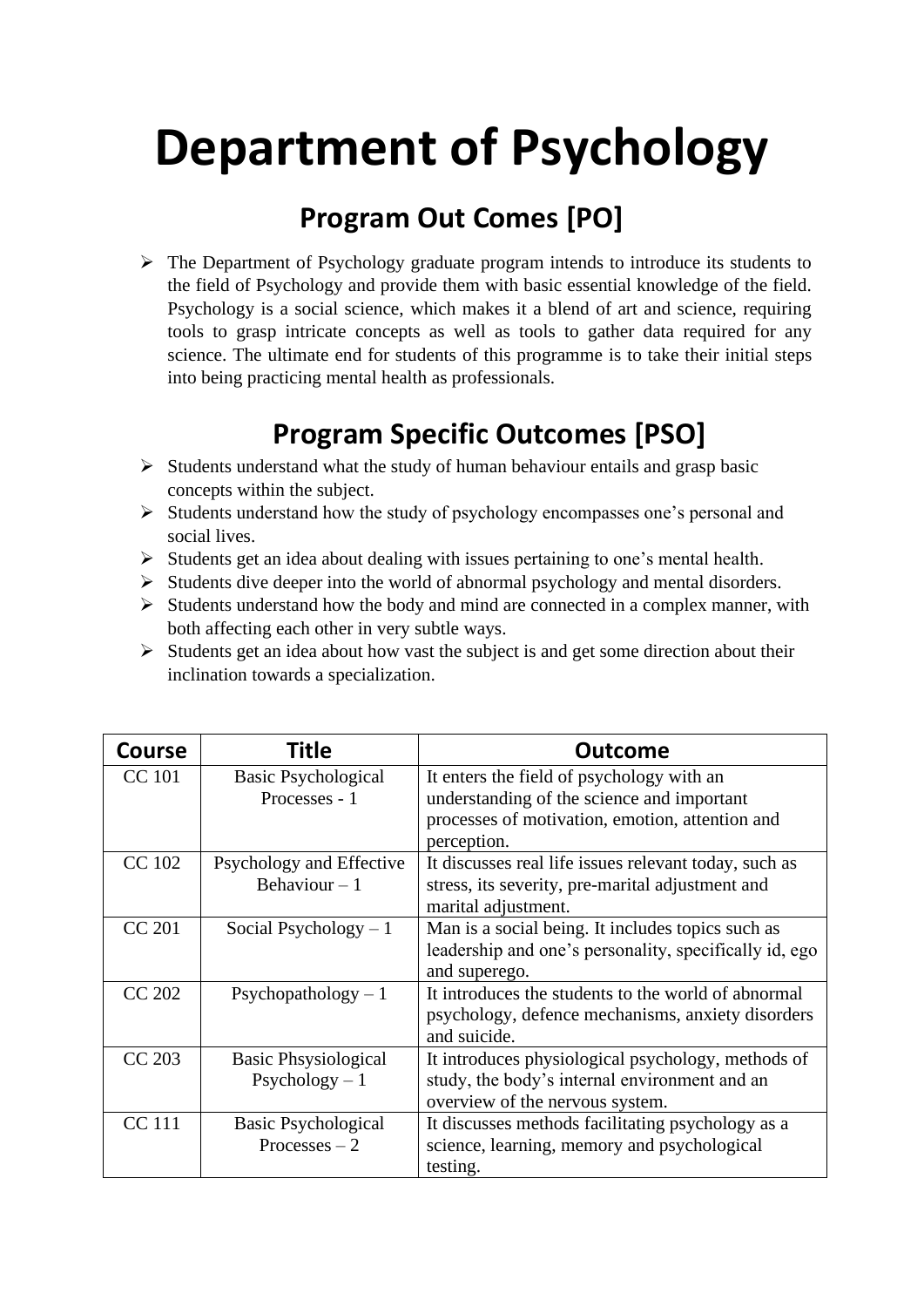# Department of Psychology

## Program Out Comes [PO]

- The Department of Psychology graduate program intends to introduce its students to the field of Psychology and provide them with basic essential knowledge of the field. Psychology is a social science, which makes it a blend of art and science, requiring tools to grasp intricate concepts as well as tools to gather data required for any science. The ultimate end for students of this programme is to take their initial steps into being practicing mental health as professionals.

## Program Specific Outcomes [PSO]

- Students understand what the study of human behaviour entails and grasp basic concepts within the subject.
- Students understand how the study of psychology encompasses one's personal and social lives.
- Students get an idea about dealing with issues pertaining to one's mental health.
- Students dive deeper into the world of abnormal psychology and mental disorders.
- Students understand how the body and mind are connected in a complex manner, with both affecting each other in very subtle ways.
- Students get an idea about how vast the subject is and get some direction about their inclination towards a specialization.

| Course | Title | Outcome |
|---|---|---|
| CC 101 | Basic Psychological Processes - 1 | It enters the field of psychology with an understanding of the science and important processes of motivation, emotion, attention and perception. |
| CC 102 | Psychology and Effective Behaviour – 1 | It discusses real life issues relevant today, such as stress, its severity, pre-marital adjustment and marital adjustment. |
| CC 201 | Social Psychology – 1 | Man is a social being. It includes topics such as leadership and one's personality, specifically id, ego and superego. |
| CC 202 | Psychopathology – 1 | It introduces the students to the world of abnormal psychology, defence mechanisms, anxiety disorders and suicide. |
| CC 203 | Basic Phsysiological Psychology – 1 | It introduces physiological psychology, methods of study, the body's internal environment and an overview of the nervous system. |
| CC 111 | Basic Psychological Processes – 2 | It discusses methods facilitating psychology as a science, learning, memory and psychological testing. |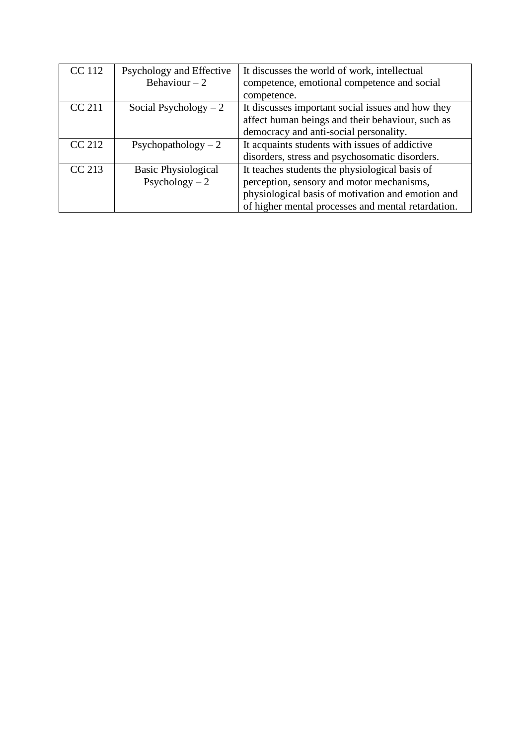| | | |
|---|---|---|
| CC 112 | Psychology and Effective Behaviour – 2 | It discusses the world of work, intellectual competence, emotional competence and social competence. |
| CC 211 | Social Psychology – 2 | It discusses important social issues and how they affect human beings and their behaviour, such as democracy and anti-social personality. |
| CC 212 | Psychopathology – 2 | It acquaints students with issues of addictive disorders, stress and psychosomatic disorders. |
| CC 213 | Basic Physiological Psychology – 2 | It teaches students the physiological basis of perception, sensory and motor mechanisms, physiological basis of motivation and emotion and of higher mental processes and mental retardation. |